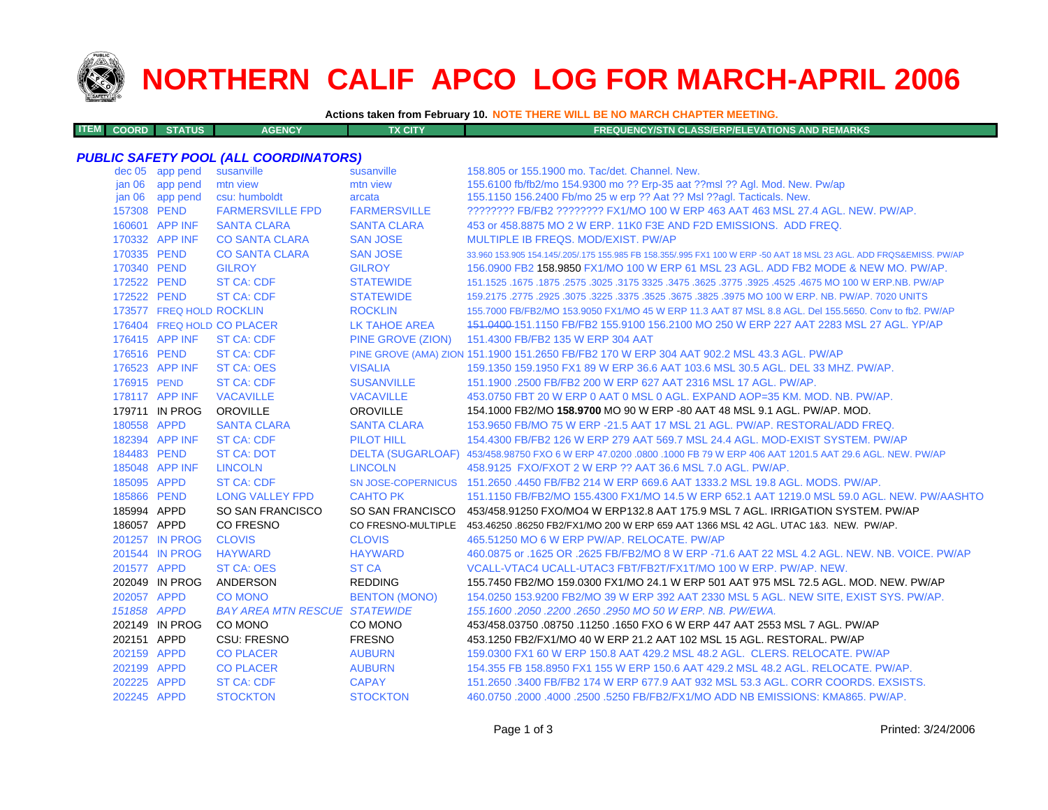# NORTHERN CALIF APCO LOG FOR MARCH-APRIL 2006

**Actions taken from February 10.** NOTE THERE WILL BE NO MARCH CHAPTER MEETING.

| ITEM | COORD | STATUS | AGENCY | TX CITY | FREQUENCY/STN CLASS/ERP/ELEVATIONS AND REMARKS |
|---|---|---|---|---|---|
| ***PUBLIC SAFETY POOL (ALL COORDINATORS)*** | | | | | |
| | dec 05 | app pend | susanville | susanville | 158.805 or 155.1900 mo. Tac/det. Channel. New. |
| | jan 06 | app pend | mtn view | mtn view | 155.6100 fb/fb2/mo 154.9300 mo ?? Erp-35 aat ??msl ?? Agl. Mod. New. Pw/ap |
| | jan 06 | app pend | csu: humboldt | arcata | 155.1150 156.2400 Fb/mo 25 w erp ?? Aat ?? Msl ??agl. Tacticals. New. |
| | 157308 | PEND | FARMERSVILLE FPD | FARMERSVILLE | ???????? FB/FB2 ???????? FX1/MO 100 W ERP 463 AAT 463 MSL 27.4 AGL. NEW. PW/AP. |
| | 160601 | APP INF | SANTA CLARA | SANTA CLARA | 453 or 458.8875 MO 2 W ERP. 11K0 F3E AND F2D EMISSIONS. ADD FREQ. |
| | 170332 | APP INF | CO SANTA CLARA | SAN JOSE | MULTIPLE IB FREQS. MOD/EXIST. PW/AP |
| | 170335 | PEND | CO SANTA CLARA | SAN JOSE | 33.960 153.905 154.145/.205/.175 155.985 FB 158.355/.995 FX1 100 W ERP -50 AAT 18 MSL 23 AGL. ADD FRQS&EMISS. PW/AP |
| | 170340 | PEND | GILROY | GILROY | 156.0900 FB2 158.9850 FX1/MO 100 W ERP 61 MSL 23 AGL. ADD FB2 MODE & NEW MO. PW/AP. |
| | 172522 | PEND | ST CA: CDF | STATEWIDE | 151.1525 .1675 .1875 .2575 .3025 .3175 3325 .3475 .3625 .3775 .3925 .4525 .4675 MO 100 W ERP.NB. PW/AP |
| | 172522 | PEND | ST CA: CDF | STATEWIDE | 159.2175 .2775 .2925 .3075 .3225 .3375 .3525 .3675 .3825 .3975 MO 100 W ERP. NB. PW/AP. 7020 UNITS |
| | 173577 | FREQ HOLD | ROCKLIN | ROCKLIN | 155.7000 FB/FB2/MO 153.9050 FX1/MO 45 W ERP 11.3 AAT 87 MSL 8.8 AGL. Del 155.5650. Conv to fb2. PW/AP |
| | 176404 | FREQ HOLD | CO PLACER | LK TAHOE AREA | ~~151.0400~~ 151.1150 FB/FB2 155.9100 156.2100 MO 250 W ERP 227 AAT 2283 MSL 27 AGL. YP/AP |
| | 176415 | APP INF | ST CA: CDF | PINE GROVE (ZION) | 151.4300 FB/FB2 135 W ERP 304 AAT |
| | 176516 | PEND | ST CA: CDF | PINE GROVE (AMA) ZION | 151.1900 151.2650 FB/FB2 170 W ERP 304 AAT 902.2 MSL 43.3 AGL. PW/AP |
| | 176523 | APP INF | ST CA: OES | VISALIA | 159.1350 159.1950 FX1 89 W ERP 36.6 AAT 103.6 MSL 30.5 AGL. DEL 33 MHZ. PW/AP. |
| | 176915 | PEND | ST CA: CDF | SUSANVILLE | 151.1900 .2500 FB/FB2 200 W ERP 627 AAT 2316 MSL 17 AGL. PW/AP. |
| | 178117 | APP INF | VACAVILLE | VACAVILLE | 453.0750 FBT 20 W ERP 0 AAT 0 MSL 0 AGL. EXPAND AOP=35 KM. MOD. NB. PW/AP. |
| | 179711 | IN PROG | OROVILLE | OROVILLE | 154.1000 FB2/MO **158.9700** MO 90 W ERP -80 AAT 48 MSL 9.1 AGL. PW/AP. MOD. |
| | 180558 | APPD | SANTA CLARA | SANTA CLARA | 153.9650 FB/MO 75 W ERP -21.5 AAT 17 MSL 21 AGL. PW/AP. RESTORAL/ADD FREQ. |
| | 182394 | APP INF | ST CA: CDF | PILOT HILL | 154.4300 FB/FB2 126 W ERP 279 AAT 569.7 MSL 24.4 AGL. MOD-EXIST SYSTEM. PW/AP |
| | 184483 | PEND | ST CA: DOT | DELTA (SUGARLOAF) | 453/458.98750 FXO 6 W ERP 47.0200 .0800 .1000 FB 79 W ERP 406 AAT 1201.5 AAT 29.6 AGL. NEW. PW/AP |
| | 185048 | APP INF | LINCOLN | LINCOLN | 458.9125 FXO/FXOT 2 W ERP ?? AAT 36.6 MSL 7.0 AGL. PW/AP. |
| | 185095 | APPD | ST CA: CDF | SN JOSE-COPERNICUS | 151.2650 .4450 FB/FB2 214 W ERP 669.6 AAT 1333.2 MSL 19.8 AGL. MODS. PW/AP. |
| | 185866 | PEND | LONG VALLEY FPD | CAHTO PK | 151.1150 FB/FB2/MO 155.4300 FX1/MO 14.5 W ERP 652.1 AAT 1219.0 MSL 59.0 AGL. NEW. PW/AASHTO |
| | 185994 | APPD | SO SAN FRANCISCO | SO SAN FRANCISCO | 453/458.91250 FXO/MO4 W ERP132.8 AAT 175.9 MSL 7 AGL. IRRIGATION SYSTEM. PW/AP |
| | 186057 | APPD | CO FRESNO | CO FRESNO-MULTIPLE | 453.46250 .86250 FB2/FX1/MO 200 W ERP 659 AAT 1366 MSL 42 AGL. UTAC 1&3. NEW. PW/AP. |
| | 201257 | IN PROG | CLOVIS | CLOVIS | 465.51250 MO 6 W ERP PW/AP. RELOCATE. PW/AP |
| | 201544 | IN PROG | HAYWARD | HAYWARD | 460.0875 or .1625 OR .2625 FB/FB2/MO 8 W ERP -71.6 AAT 22 MSL 4.2 AGL. NEW. NB. VOICE. PW/AP |
| | 201577 | APPD | ST CA: OES | ST CA | VCALL-VTAC4 UCALL-UTAC3 FBT/FB2T/FX1T/MO 100 W ERP. PW/AP. NEW. |
| | 202049 | IN PROG | ANDERSON | REDDING | 155.7450 FB2/MO 159.0300 FX1/MO 24.1 W ERP 501 AAT 975 MSL 72.5 AGL. MOD. NEW. PW/AP |
| | 202057 | APPD | CO MONO | BENTON (MONO) | 154.0250 153.9200 FB2/MO 39 W ERP 392 AAT 2330 MSL 5 AGL. NEW SITE, EXIST SYS. PW/AP. |
| | *151858* | *APPD* | *BAY AREA MTN RESCUE* | *STATEWIDE* | *155.1600 .2050 .2200 .2650 .2950 MO 50 W ERP. NB. PW/EWA.* |
| | 202149 | IN PROG | CO MONO | CO MONO | 453/458.03750 .08750 .11250 .1650 FXO 6 W ERP 447 AAT 2553 MSL 7 AGL. PW/AP |
| | 202151 | APPD | CSU: FRESNO | FRESNO | 453.1250 FB2/FX1/MO 40 W ERP 21.2 AAT 102 MSL 15 AGL. RESTORAL. PW/AP |
| | 202159 | APPD | CO PLACER | AUBURN | 159.0300 FX1 60 W ERP 150.8 AAT 429.2 MSL 48.2 AGL. CLERS. RELOCATE. PW/AP |
| | 202199 | APPD | CO PLACER | AUBURN | 154.355 FB 158.8950 FX1 155 W ERP 150.6 AAT 429.2 MSL 48.2 AGL. RELOCATE. PW/AP. |
| | 202225 | APPD | ST CA: CDF | CAPAY | 151.2650 .3400 FB/FB2 174 W ERP 677.9 AAT 932 MSL 53.3 AGL. CORR COORDS. EXSISTS. |
| | 202245 | APPD | STOCKTON | STOCKTON | 460.0750 .2000 .4000 .2500 .5250 FB/FB2/FX1/MO ADD NB EMISSIONS: KMA865. PW/AP. |

Printed: 3/24/2006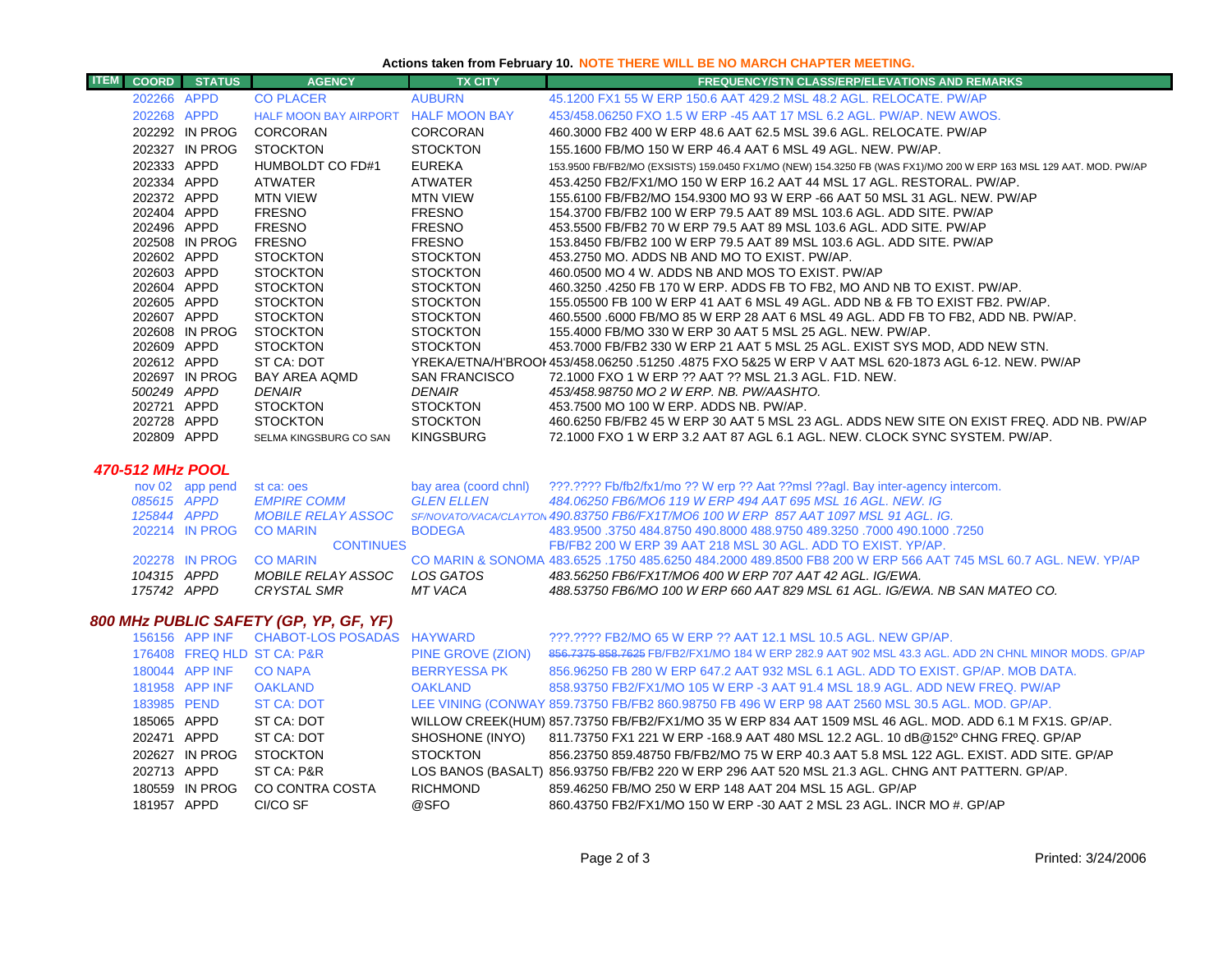**Actions taken from February 10. NOTE THERE WILL BE NO MARCH CHAPTER MEETING.**

| ITEM | COORD | STATUS | AGENCY | TX CITY | FREQUENCY/STN CLASS/ERP/ELEVATIONS AND REMARKS |
|---|---|---|---|---|---|
| | 202266 | APPD | CO PLACER | AUBURN | 45.1200 FX1 55 W ERP 150.6 AAT 429.2 MSL 48.2 AGL. RELOCATE. PW/AP |
| | 202268 | APPD | HALF MOON BAY AIRPORT | HALF MOON BAY | 453/458.06250 FXO 1.5 W ERP -45 AAT 17 MSL 6.2 AGL. PW/AP. NEW AWOS. |
| | 202292 | IN PROG | CORCORAN | CORCORAN | 460.3000 FB2 400 W ERP 48.6 AAT 62.5 MSL 39.6 AGL. RELOCATE. PW/AP |
| | 202327 | IN PROG | STOCKTON | STOCKTON | 155.1600 FB/MO 150 W ERP 46.4 AAT 6 MSL 49 AGL. NEW. PW/AP. |
| | 202333 | APPD | HUMBOLDT CO FD#1 | EUREKA | 153.9500 FB/FB2/MO (EXSISTS) 159.0450 FX1/MO (NEW) 154.3250 FB (WAS FX1)/MO 200 W ERP 163 MSL 129 AAT. MOD. PW/AP |
| | 202334 | APPD | ATWATER | ATWATER | 453.4250 FB2/FX1/MO 150 W ERP 16.2 AAT 44 MSL 17 AGL. RESTORAL. PW/AP. |
| | 202372 | APPD | MTN VIEW | MTN VIEW | 155.6100 FB/FB2/MO 154.9300 MO 93 W ERP -66 AAT 50 MSL 31 AGL. NEW. PW/AP |
| | 202404 | APPD | FRESNO | FRESNO | 154.3700 FB/FB2 100 W ERP 79.5 AAT 89 MSL 103.6 AGL. ADD SITE. PW/AP |
| | 202496 | APPD | FRESNO | FRESNO | 453.5500 FB/FB2 70 W ERP 79.5 AAT 89 MSL 103.6 AGL. ADD SITE. PW/AP |
| | 202508 | IN PROG | FRESNO | FRESNO | 153.8450 FB/FB2 100 W ERP 79.5 AAT 89 MSL 103.6 AGL. ADD SITE. PW/AP |
| | 202602 | APPD | STOCKTON | STOCKTON | 453.2750 MO. ADDS NB AND MO TO EXIST. PW/AP. |
| | 202603 | APPD | STOCKTON | STOCKTON | 460.0500 MO 4 W. ADDS NB AND MOS TO EXIST. PW/AP |
| | 202604 | APPD | STOCKTON | STOCKTON | 460.3250 .4250 FB 170 W ERP. ADDS FB TO FB2, MO AND NB TO EXIST. PW/AP. |
| | 202605 | APPD | STOCKTON | STOCKTON | 155.05500 FB 100 W ERP 41 AAT 6 MSL 49 AGL. ADD NB & FB TO EXIST FB2. PW/AP. |
| | 202607 | APPD | STOCKTON | STOCKTON | 460.5500 .6000 FB/MO 85 W ERP 28 AAT 6 MSL 49 AGL. ADD FB TO FB2, ADD NB. PW/AP. |
| | 202608 | IN PROG | STOCKTON | STOCKTON | 155.4000 FB/MO 330 W ERP 30 AAT 5 MSL 25 AGL. NEW. PW/AP. |
| | 202609 | APPD | STOCKTON | STOCKTON | 453.7000 FB/FB2 330 W ERP 21 AAT 5 MSL 25 AGL. EXIST SYS MOD, ADD NEW STN. |
| | 202612 | APPD | ST CA: DOT | YREKA/ETNA/H'BROOK | 453/458.06250 .51250 .4875 FXO 5&25 W ERP V AAT MSL 620-1873 AGL 6-12. NEW. PW/AP |
| | 202697 | IN PROG | BAY AREA AQMD | SAN FRANCISCO | 72.1000 FXO 1 W ERP ?? AAT ?? MSL 21.3 AGL. F1D. NEW. |
| | *500249* | *APPD* | *DENAIR* | *DENAIR* | *453/458.98750 MO 2 W ERP. NB. PW/AASHTO.* |
| | 202721 | APPD | STOCKTON | STOCKTON | 453.7500 MO 100 W ERP. ADDS NB. PW/AP. |
| | 202728 | APPD | STOCKTON | STOCKTON | 460.6250 FB/FB2 45 W ERP 30 AAT 5 MSL 23 AGL. ADDS NEW SITE ON EXIST FREQ. ADD NB. PW/AP |
| | 202809 | APPD | SELMA KINGSBURG CO SAN | KINGSBURG | 72.1000 FXO 1 W ERP 3.2 AAT 87 AGL 6.1 AGL. NEW. CLOCK SYNC SYSTEM. PW/AP. |

## *470-512 MHz POOL*

| ITEM | COORD | STATUS | AGENCY | TX CITY | FREQUENCY/STN CLASS/ERP/ELEVATIONS AND REMARKS |
|---|---|---|---|---|---|
| | nov 02 | app pend | st ca: oes | bay area (coord chnl) | ???.???? Fb/fb2/fx1/mo ?? W erp ?? Aat ??msl ??agl. Bay inter-agency intercom. |
| | *085615* | *APPD* | *EMPIRE COMM* | *GLEN ELLEN* | *484.06250 FB6/MO6 119 W ERP 494 AAT 695 MSL 16 AGL. NEW. IG* |
| | *125844* | *APPD* | *MOBILE RELAY ASSOC* | *SF/NOVATO/VACA/CLAYTON* | *490.83750 FB6/FX1T/MO6 100 W ERP 857 AAT 1097 MSL 91 AGL. IG.* |
| | 202214 | IN PROG | CO MARIN | BODEGA | 483.9500 .3750 484.8750 490.8000 488.9750 489.3250 .7000 490.1000 .7250 |
| | | | CONTINUES | | FB/FB2 200 W ERP 39 AAT 218 MSL 30 AGL. ADD TO EXIST. YP/AP. |
| | 202278 | IN PROG | CO MARIN | CO MARIN & SONOMA | 483.6525 .1750 485.6250 484.2000 489.8500 FB8 200 W ERP 566 AAT 745 MSL 60.7 AGL. NEW. YP/AP |
| | *104315* | *APPD* | *MOBILE RELAY ASSOC* | *LOS GATOS* | *483.56250 FB6/FX1T/MO6 400 W ERP 707 AAT 42 AGL. IG/EWA.* |
| | *175742* | *APPD* | *CRYSTAL SMR* | *MT VACA* | *488.53750 FB6/MO 100 W ERP 660 AAT 829 MSL 61 AGL. IG/EWA. NB SAN MATEO CO.* |

## *800 MHz PUBLIC SAFETY (GP, YP, GF, YF)*

| ITEM | COORD | STATUS | AGENCY | TX CITY | FREQUENCY/STN CLASS/ERP/ELEVATIONS AND REMARKS |
|---|---|---|---|---|---|
| | 156156 | APP INF | CHABOT-LOS POSADAS | HAYWARD | ???.???? FB2/MO 65 W ERP ?? AAT 12.1 MSL 10.5 AGL. NEW GP/AP. |
| | 176408 | FREQ HLD | ST CA: P&R | PINE GROVE (ZION) | ~~856.7375 858.7625~~ FB/FB2/FX1/MO 184 W ERP 282.9 AAT 902 MSL 43.3 AGL. ADD 2N CHNL MINOR MODS. GP/AP |
| | 180044 | APP INF | CO NAPA | BERRYESSA PK | 856.96250 FB 280 W ERP 647.2 AAT 932 MSL 6.1 AGL. ADD TO EXIST. GP/AP. MOB DATA. |
| | 181958 | APP INF | OAKLAND | OAKLAND | 858.93750 FB2/FX1/MO 105 W ERP -3 AAT 91.4 MSL 18.9 AGL. ADD NEW FREQ. PW/AP |
| | 183985 | PEND | ST CA: DOT | LEE VINING (CONWAY) | 859.73750 FB/FB2 860.98750 FB 496 W ERP 98 AAT 2560 MSL 30.5 AGL. MOD. GP/AP. |
| | 185065 | APPD | ST CA: DOT | WILLOW CREEK(HUM) | 857.73750 FB/FB2/FX1/MO 35 W ERP 834 AAT 1509 MSL 46 AGL. MOD. ADD 6.1 M FX1S. GP/AP. |
| | 202471 | APPD | ST CA: DOT | SHOSHONE (INYO) | 811.73750 FX1 221 W ERP -168.9 AAT 480 MSL 12.2 AGL. 10 dB@152º CHNG FREQ. GP/AP |
| | 202627 | IN PROG | STOCKTON | STOCKTON | 856.23750 859.48750 FB/FB2/MO 75 W ERP 40.3 AAT 5.8 MSL 122 AGL. EXIST. ADD SITE. GP/AP |
| | 202713 | APPD | ST CA: P&R | LOS BANOS (BASALT) | 856.93750 FB/FB2 220 W ERP 296 AAT 520 MSL 21.3 AGL. CHNG ANT PATTERN. GP/AP. |
| | 180559 | IN PROG | CO CONTRA COSTA | RICHMOND | 859.46250 FB/MO 250 W ERP 148 AAT 204 MSL 15 AGL. GP/AP |
| | 181957 | APPD | CI/CO SF | @SFO | 860.43750 FB2/FX1/MO 150 W ERP -30 AAT 2 MSL 23 AGL. INCR MO #. GP/AP |

Printed: 3/24/2006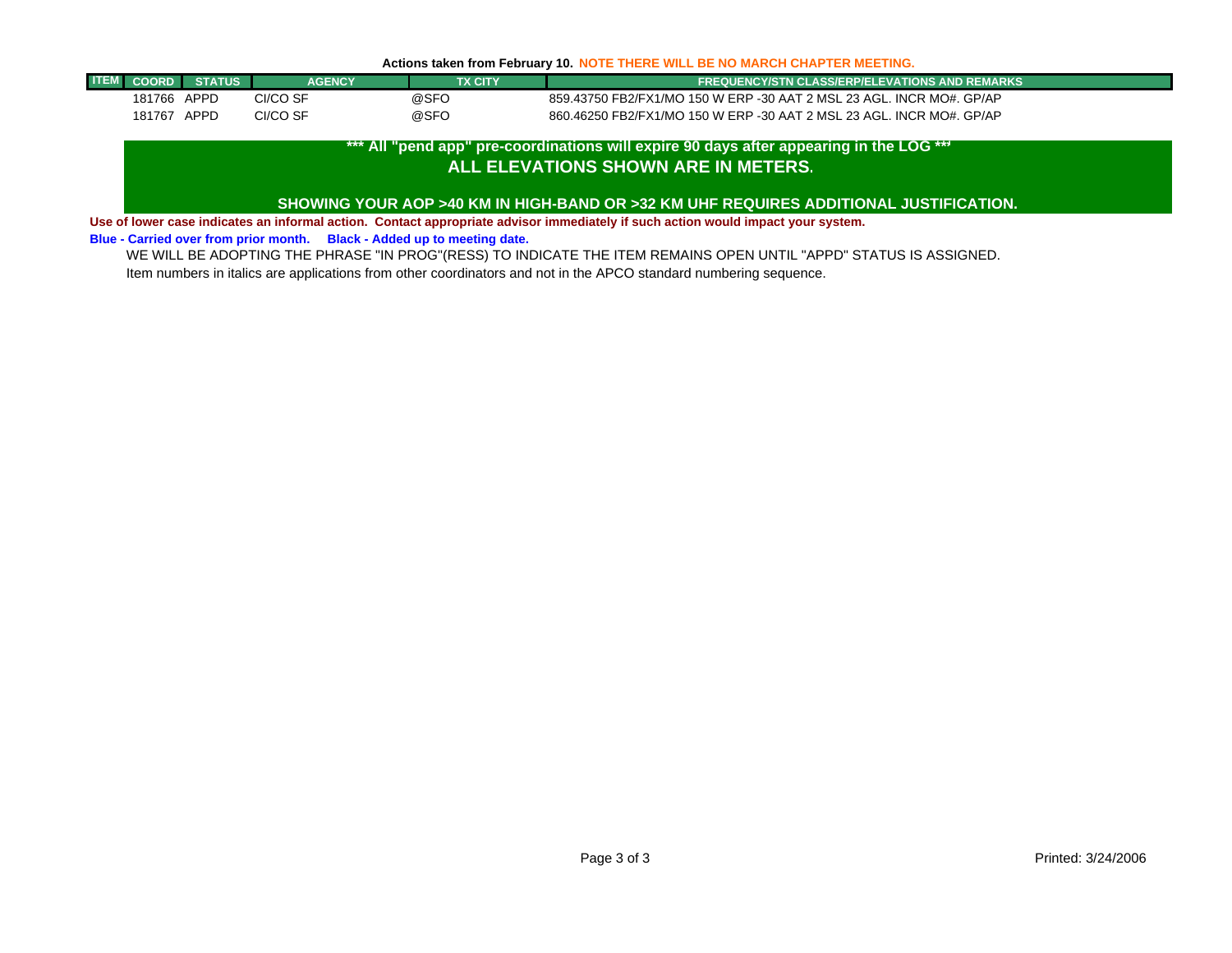**Actions taken from February 10. NOTE THERE WILL BE NO MARCH CHAPTER MEETING.**

| ITEM | COORD | STATUS | AGENCY | TX CITY | FREQUENCY/STN CLASS/ERP/ELEVATIONS AND REMARKS |
|---|---|---|---|---|---|
| | 181766 | APPD | CI/CO SF | @SFO | 859.43750 FB2/FX1/MO 150 W ERP -30 AAT 2 MSL 23 AGL. INCR MO#. GP/AP |
| | 181767 | APPD | CI/CO SF | @SFO | 860.46250 FB2/FX1/MO 150 W ERP -30 AAT 2 MSL 23 AGL. INCR MO#. GP/AP |

**\*\*\* All "pend app" pre-coordinations will expire 90 days after appearing in the LOG \*\*\***

**ALL ELEVATIONS SHOWN ARE IN METERS.**

**SHOWING YOUR AOP >40 KM IN HIGH-BAND OR >32 KM UHF REQUIRES ADDITIONAL JUSTIFICATION.**

**Use of lower case indicates an informal action. Contact appropriate advisor immediately if such action would impact your system.**

**Blue - Carried over from prior month. Black - Added up to meeting date.**

WE WILL BE ADOPTING THE PHRASE "IN PROG"(RESS) TO INDICATE THE ITEM REMAINS OPEN UNTIL "APPD" STATUS IS ASSIGNED.

Item numbers in italics are applications from other coordinators and not in the APCO standard numbering sequence.

Printed: 3/24/2006